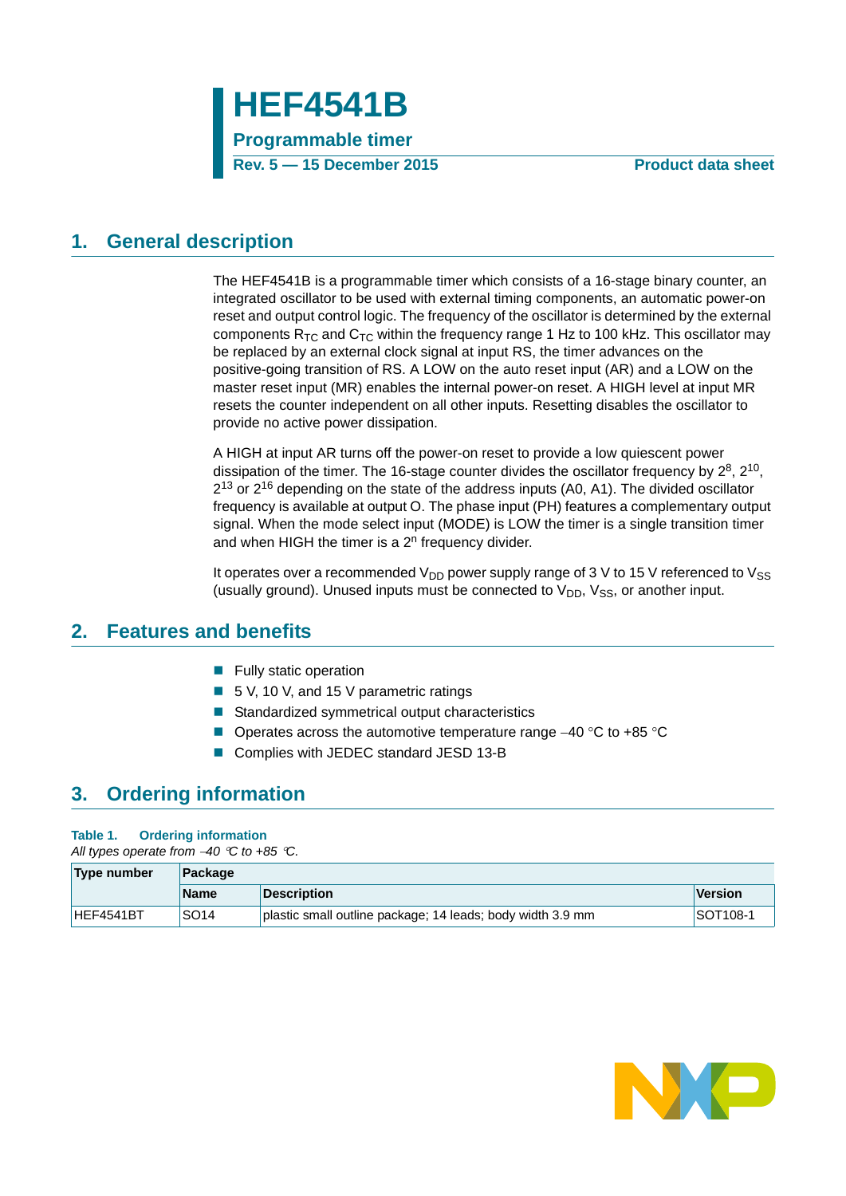# HEF4541B

## Programmable timer

**Rev. 5 — 15 December 2015** **Product data sheet**

## 1. General description

The HEF4541B is a programmable timer which consists of a 16-stage binary counter, an integrated oscillator to be used with external timing components, an automatic power-on reset and output control logic. The frequency of the oscillator is determined by the external components $R_{TC}$ and $C_{TC}$ within the frequency range 1 Hz to 100 kHz. This oscillator may be replaced by an external clock signal at input RS, the timer advances on the positive-going transition of RS. A LOW on the auto reset input (AR) and a LOW on the master reset input (MR) enables the internal power-on reset. A HIGH level at input MR resets the counter independent on all other inputs. Resetting disables the oscillator to provide no active power dissipation.

A HIGH at input AR turns off the power-on reset to provide a low quiescent power dissipation of the timer. The 16-stage counter divides the oscillator frequency by $2^8$, $2^{10}$, $2^{13}$ or $2^{16}$ depending on the state of the address inputs (A0, A1). The divided oscillator frequency is available at output O. The phase input (PH) features a complementary output signal. When the mode select input (MODE) is LOW the timer is a single transition timer and when HIGH the timer is a $2^n$ frequency divider.

It operates over a recommended $V_{DD}$ power supply range of 3 V to 15 V referenced to $V_{SS}$ (usually ground). Unused inputs must be connected to $V_{DD}$, $V_{SS}$, or another input.

## 2. Features and benefits

- Fully static operation
- 5 V, 10 V, and 15 V parametric ratings
- Standardized symmetrical output characteristics
- Operates across the automotive temperature range −40 °C to +85 °C
- Complies with JEDEC standard JESD 13-B

## 3. Ordering information

**Table 1. Ordering information**

*All types operate from −40 °C to +85 °C.*

| Type number | Package | | |
|---|---|---|---|
| | Name | Description | Version |
| HEF4541BT | SO14 | plastic small outline package; 14 leads; body width 3.9 mm | SOT108-1 |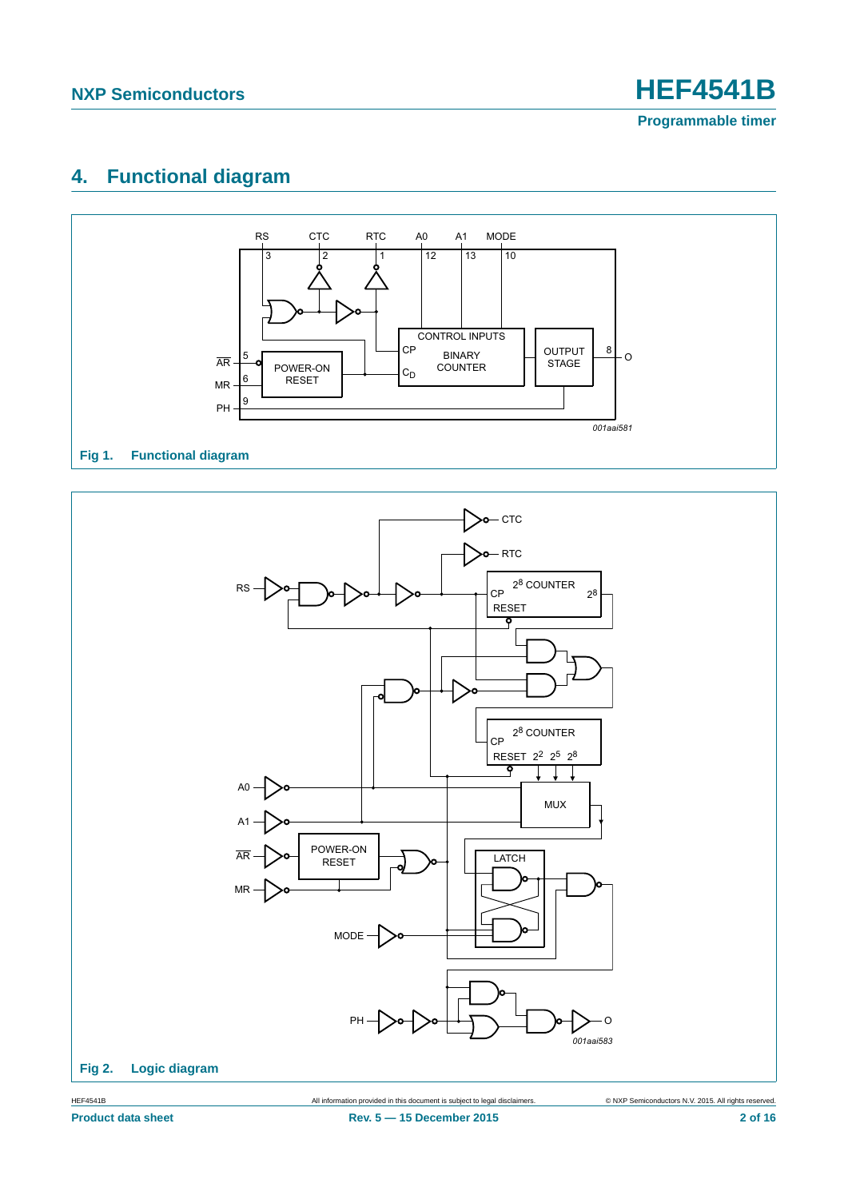## 4. Functional diagram

Fig 1. Functional diagram

Fig 2. Logic diagram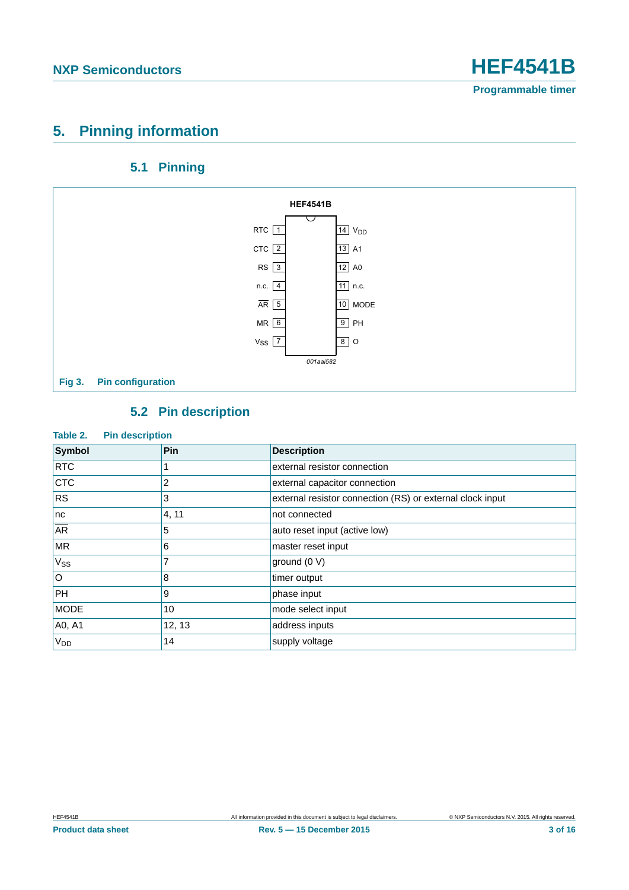## 5. Pinning information

### 5.1 Pinning

HEF4541B

| Pin | Symbol | Pin | Symbol |
|---|---|---|---|
| 1 | RTC | 14 | $V_{DD}$ |
| 2 | CTC | 13 | A1 |
| 3 | RS | 12 | A0 |
| 4 | n.c. | 11 | n.c. |
| 5 | $\overline{AR}$ | 10 | MODE |
| 6 | MR | 9 | PH |
| 7 | $V_{SS}$ | 8 | O |

001aai582

**Fig 3. Pin configuration**

### 5.2 Pin description

**Table 2. Pin description**

| Symbol | Pin | Description |
|---|---|---|
| RTC | 1 | external resistor connection |
| CTC | 2 | external capacitor connection |
| RS | 3 | external resistor connection (RS) or external clock input |
| nc | 4, 11 | not connected |
| $\overline{AR}$ | 5 | auto reset input (active low) |
| MR | 6 | master reset input |
| $V_{SS}$ | 7 | ground (0 V) |
| O | 8 | timer output |
| PH | 9 | phase input |
| MODE | 10 | mode select input |
| A0, A1 | 12, 13 | address inputs |
| $V_{DD}$ | 14 | supply voltage |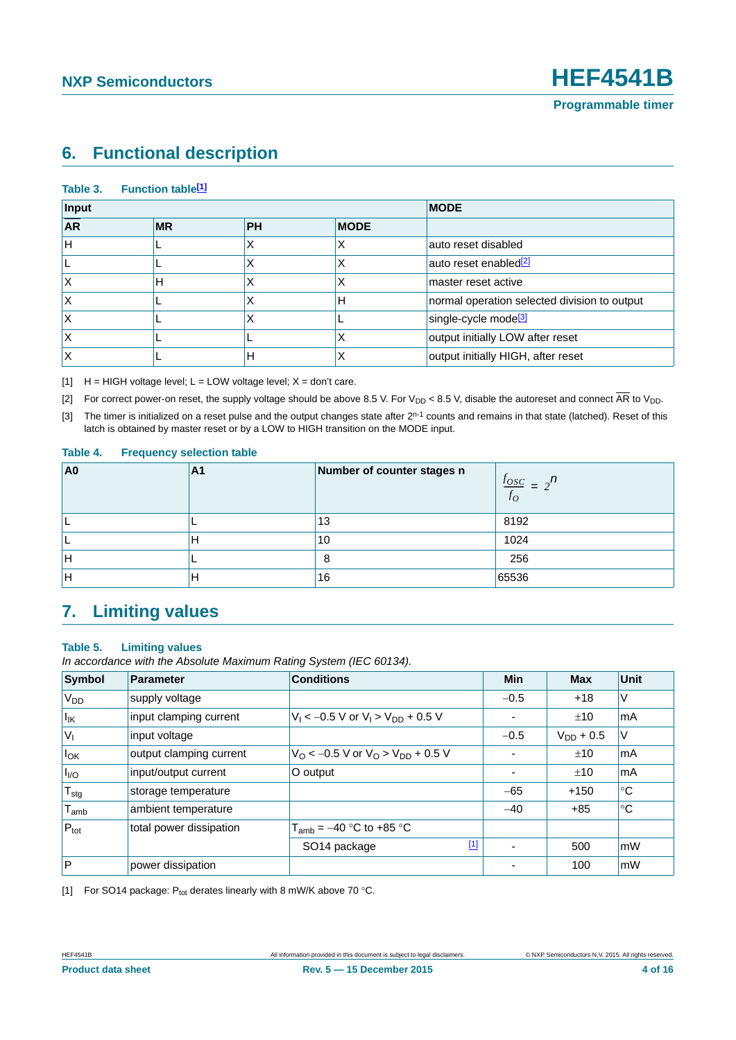## 6. Functional description

**Table 3. Function table[1]**

| Input | | | | MODE |
|---|---|---|---|---|
| $\overline{AR}$ | MR | PH | MODE | |
| H | L | X | X | auto reset disabled |
| L | L | X | X | auto reset enabled[2] |
| X | H | X | X | master reset active |
| X | L | X | H | normal operation selected division to output |
| X | L | X | L | single-cycle mode[3] |
| X | L | L | X | output initially LOW after reset |
| X | L | H | X | output initially HIGH, after reset |

[1] H = HIGH voltage level; L = LOW voltage level; X = don't care.

[2] For correct power-on reset, the supply voltage should be above 8.5 V. For $V_{DD}$ < 8.5 V, disable the autoreset and connect $\overline{AR}$ to $V_{DD}$.

[3] The timer is initialized on a reset pulse and the output changes state after $2^{n-1}$ counts and remains in that state (latched). Reset of this latch is obtained by master reset or by a LOW to HIGH transition on the MODE input.

**Table 4. Frequency selection table**

| A0 | A1 | Number of counter stages n | $\frac{f_{OSC}}{f_O} = 2^n$ |
|---|---|---|---|
| L | L | 13 | 8192 |
| L | H | 10 | 1024 |
| H | L | 8 | 256 |
| H | H | 16 | 65536 |

## 7. Limiting values

**Table 5. Limiting values**

*In accordance with the Absolute Maximum Rating System (IEC 60134).*

| Symbol | Parameter | Conditions | Min | Max | Unit |
|---|---|---|---|---|---|
| $V_{DD}$ | supply voltage | | −0.5 | +18 | V |
| $I_{IK}$ | input clamping current | $V_I$ < −0.5 V or $V_I$ > $V_{DD}$ + 0.5 V | - | ±10 | mA |
| $V_I$ | input voltage | | −0.5 | $V_{DD}$ + 0.5 | V |
| $I_{OK}$ | output clamping current | $V_O$ < −0.5 V or $V_O$ > $V_{DD}$ + 0.5 V | - | ±10 | mA |
| $I_{I/O}$ | input/output current | O output | - | ±10 | mA |
| $T_{stg}$ | storage temperature | | −65 | +150 | °C |
| $T_{amb}$ | ambient temperature | | −40 | +85 | °C |
| $P_{tot}$ | total power dissipation | $T_{amb}$ = −40 °C to +85 °C | | | |
| | | SO14 package [1] | - | 500 | mW |
| P | power dissipation | | - | 100 | mW |

[1] For SO14 package: $P_{tot}$ derates linearly with 8 mW/K above 70 °C.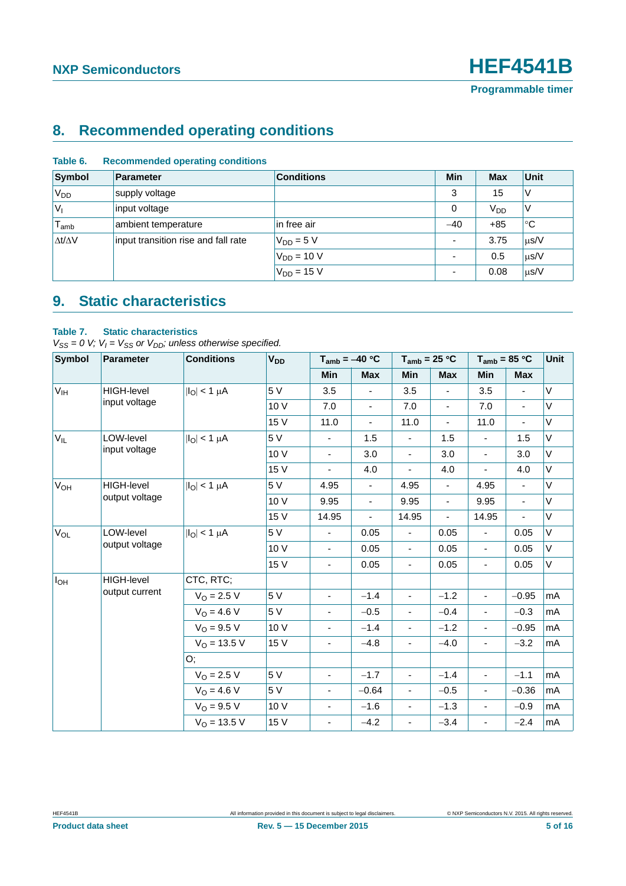## 8. Recommended operating conditions

**Table 6. Recommended operating conditions**

| Symbol | Parameter | Conditions | Min | Max | Unit |
|---|---|---|---|---|---|
| $V_{DD}$ | supply voltage | | 3 | 15 | V |
| $V_I$ | input voltage | | 0 | $V_{DD}$ | V |
| $T_{amb}$ | ambient temperature | in free air | −40 | +85 | °C |
| Δt/ΔV | input transition rise and fall rate | $V_{DD}$ = 5 V | - | 3.75 | μs/V |
| | | $V_{DD}$ = 10 V | - | 0.5 | μs/V |
| | | $V_{DD}$ = 15 V | - | 0.08 | μs/V |

## 9. Static characteristics

**Table 7. Static characteristics**

*$V_{SS}$ = 0 V; $V_I$ = $V_{SS}$ or $V_{DD}$; unless otherwise specified.*

| Symbol | Parameter | Conditions | $V_{DD}$ | $T_{amb}$ = −40 °C | | $T_{amb}$ = 25 °C | | $T_{amb}$ = 85 °C | | Unit |
|---|---|---|---|---|---|---|---|---|---|---|
| | | | | Min | Max | Min | Max | Min | Max | |
| $V_{IH}$ | HIGH-level input voltage | $\|I_O\|$ < 1 μA | 5 V | 3.5 | - | 3.5 | - | 3.5 | - | V |
| | | | 10 V | 7.0 | - | 7.0 | - | 7.0 | - | V |
| | | | 15 V | 11.0 | - | 11.0 | - | 11.0 | - | V |
| $V_{IL}$ | LOW-level input voltage | $\|I_O\|$ < 1 μA | 5 V | - | 1.5 | - | 1.5 | - | 1.5 | V |
| | | | 10 V | - | 3.0 | - | 3.0 | - | 3.0 | V |
| | | | 15 V | - | 4.0 | - | 4.0 | - | 4.0 | V |
| $V_{OH}$ | HIGH-level output voltage | $\|I_O\|$ < 1 μA | 5 V | 4.95 | - | 4.95 | - | 4.95 | - | V |
| | | | 10 V | 9.95 | - | 9.95 | - | 9.95 | - | V |
| | | | 15 V | 14.95 | - | 14.95 | - | 14.95 | - | V |
| $V_{OL}$ | LOW-level output voltage | $\|I_O\|$ < 1 μA | 5 V | - | 0.05 | - | 0.05 | - | 0.05 | V |
| | | | 10 V | - | 0.05 | - | 0.05 | - | 0.05 | V |
| | | | 15 V | - | 0.05 | - | 0.05 | - | 0.05 | V |
| $I_{OH}$ | HIGH-level output current | CTC, RTC; | | | | | | | | |
| | | $V_O$ = 2.5 V | 5 V | - | −1.4 | - | −1.2 | - | −0.95 | mA |
| | | $V_O$ = 4.6 V | 5 V | - | −0.5 | - | −0.4 | - | −0.3 | mA |
| | | $V_O$ = 9.5 V | 10 V | - | −1.4 | - | −1.2 | - | −0.95 | mA |
| | | $V_O$ = 13.5 V | 15 V | - | −4.8 | - | −4.0 | - | −3.2 | mA |
| | | O; | | | | | | | | |
| | | $V_O$ = 2.5 V | 5 V | - | −1.7 | - | −1.4 | - | −1.1 | mA |
| | | $V_O$ = 4.6 V | 5 V | - | −0.64 | - | −0.5 | - | −0.36 | mA |
| | | $V_O$ = 9.5 V | 10 V | - | −1.6 | - | −1.3 | - | −0.9 | mA |
| | | $V_O$ = 13.5 V | 15 V | - | −4.2 | - | −3.4 | - | −2.4 | mA |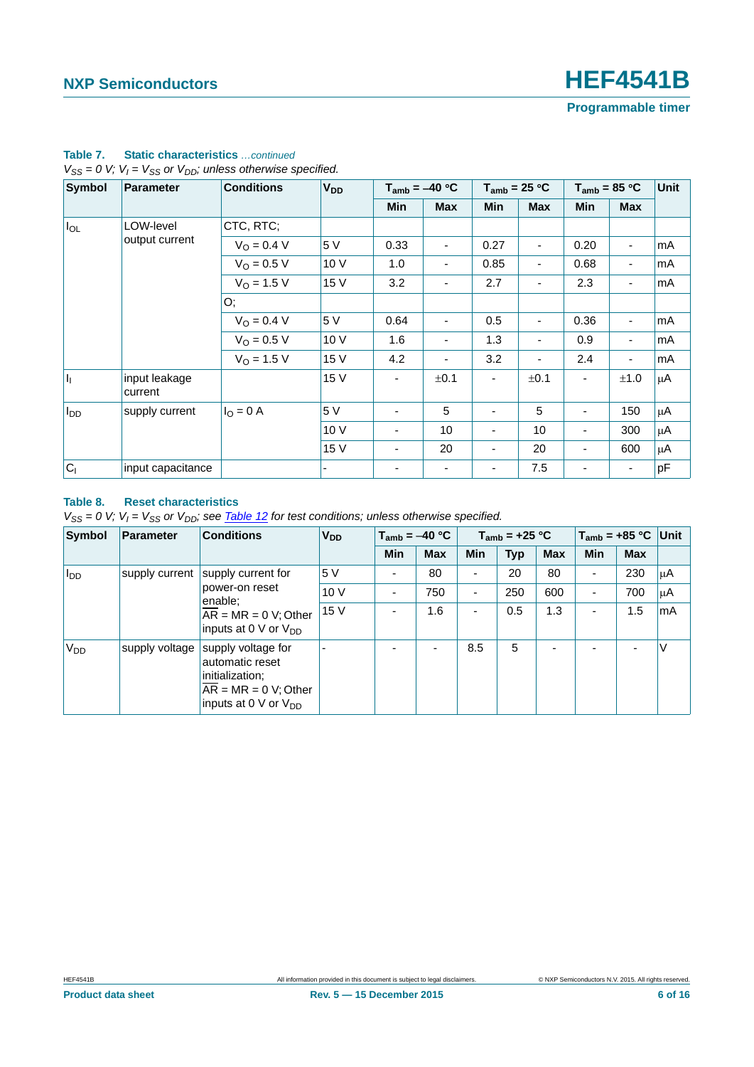**Table 7. Static characteristics** *...continued*

*$V_{SS}$ = 0 V; $V_I$ = $V_{SS}$ or $V_{DD}$; unless otherwise specified.*

| Symbol | Parameter | Conditions | $V_{DD}$ | $T_{amb}$ = –40 °C | | $T_{amb}$ = 25 °C | | $T_{amb}$ = 85 °C | | Unit |
|---|---|---|---|---|---|---|---|---|---|---|
| | | | | Min | Max | Min | Max | Min | Max | |
| $I_{OL}$ | LOW-level output current | CTC, RTC; | | | | | | | | |
| | | $V_O$ = 0.4 V | 5 V | 0.33 | - | 0.27 | - | 0.20 | - | mA |
| | | $V_O$ = 0.5 V | 10 V | 1.0 | - | 0.85 | - | 0.68 | - | mA |
| | | $V_O$ = 1.5 V | 15 V | 3.2 | - | 2.7 | - | 2.3 | - | mA |
| | | O; | | | | | | | | |
| | | $V_O$ = 0.4 V | 5 V | 0.64 | - | 0.5 | - | 0.36 | - | mA |
| | | $V_O$ = 0.5 V | 10 V | 1.6 | - | 1.3 | - | 0.9 | - | mA |
| | | $V_O$ = 1.5 V | 15 V | 4.2 | - | 3.2 | - | 2.4 | - | mA |
| $I_I$ | input leakage current | | 15 V | - | ±0.1 | - | ±0.1 | - | ±1.0 | μA |
| $I_{DD}$ | supply current | $I_O$ = 0 A | 5 V | - | 5 | - | 5 | - | 150 | μA |
| | | | 10 V | - | 10 | - | 10 | - | 300 | μA |
| | | | 15 V | - | 20 | - | 20 | - | 600 | μA |
| $C_I$ | input capacitance | | - | - | - | - | 7.5 | - | - | pF |

**Table 8. Reset characteristics**

*$V_{SS}$ = 0 V; $V_I$ = $V_{SS}$ or $V_{DD}$; see Table 12 for test conditions; unless otherwise specified.*

| Symbol | Parameter | Conditions | $V_{DD}$ | $T_{amb}$ = –40 °C | | $T_{amb}$ = +25 °C | | | $T_{amb}$ = +85 °C | | Unit |
|---|---|---|---|---|---|---|---|---|---|---|---|
| | | | | Min | Max | Min | Typ | Max | Min | Max | |
| $I_{DD}$ | supply current | supply current for power-on reset enable; $\overline{AR}$ = MR = 0 V; Other inputs at 0 V or $V_{DD}$ | 5 V | - | 80 | - | 20 | 80 | - | 230 | μA |
| | | | 10 V | - | 750 | - | 250 | 600 | - | 700 | μA |
| | | | 15 V | - | 1.6 | - | 0.5 | 1.3 | - | 1.5 | mA |
| $V_{DD}$ | supply voltage | supply voltage for automatic reset initialization; $\overline{AR}$ = MR = 0 V; Other inputs at 0 V or $V_{DD}$ | - | - | - | 8.5 | 5 | - | - | - | V |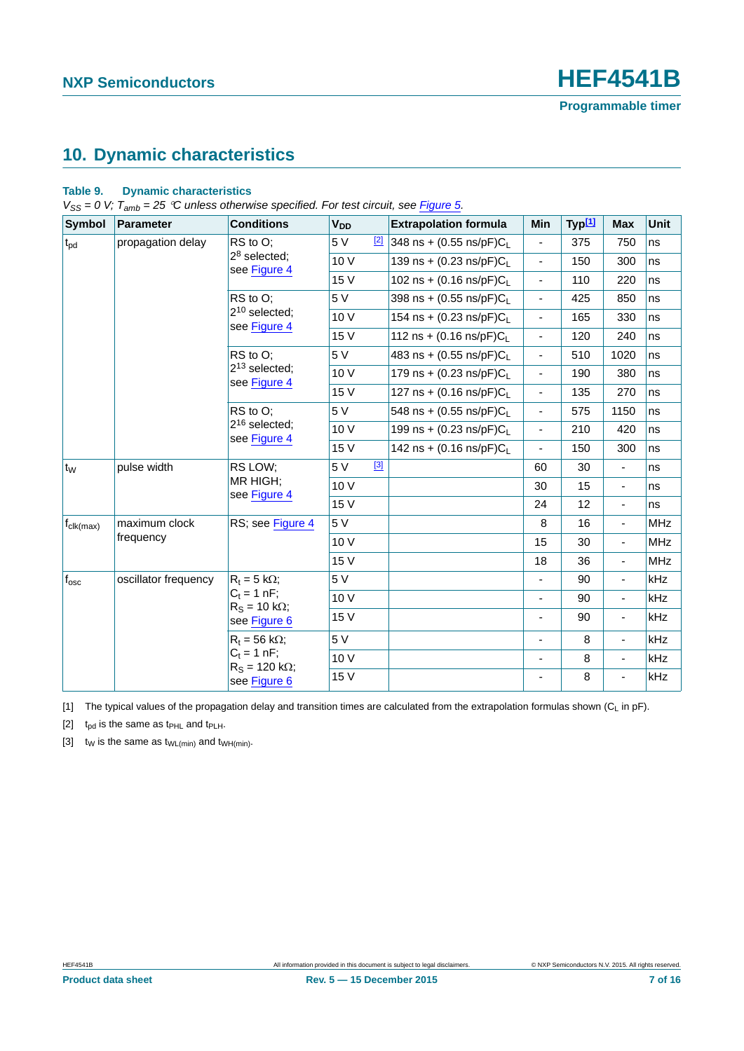## 10. Dynamic characteristics

**Table 9. Dynamic characteristics**

*$V_{SS}$ = 0 V; $T_{amb}$ = 25 °C unless otherwise specified. For test circuit, see Figure 5.*

| Symbol | Parameter | Conditions | $V_{DD}$ | Extrapolation formula | Min | Typ[1] | Max | Unit |
|---|---|---|---|---|---|---|---|---|
| $t_{pd}$ | propagation delay | RS to O; $2^8$ selected; see Figure 4 | 5 V [2] | 348 ns + (0.55 ns/pF)$C_L$ | - | 375 | 750 | ns |
| | | | 10 V | 139 ns + (0.23 ns/pF)$C_L$ | - | 150 | 300 | ns |
| | | | 15 V | 102 ns + (0.16 ns/pF)$C_L$ | - | 110 | 220 | ns |
| | | RS to O; $2^{10}$ selected; see Figure 4 | 5 V | 398 ns + (0.55 ns/pF)$C_L$ | - | 425 | 850 | ns |
| | | | 10 V | 154 ns + (0.23 ns/pF)$C_L$ | - | 165 | 330 | ns |
| | | | 15 V | 112 ns + (0.16 ns/pF)$C_L$ | - | 120 | 240 | ns |
| | | RS to O; $2^{13}$ selected; see Figure 4 | 5 V | 483 ns + (0.55 ns/pF)$C_L$ | - | 510 | 1020 | ns |
| | | | 10 V | 179 ns + (0.23 ns/pF)$C_L$ | - | 190 | 380 | ns |
| | | | 15 V | 127 ns + (0.16 ns/pF)$C_L$ | - | 135 | 270 | ns |
| | | RS to O; $2^{16}$ selected; see Figure 4 | 5 V | 548 ns + (0.55 ns/pF)$C_L$ | - | 575 | 1150 | ns |
| | | | 10 V | 199 ns + (0.23 ns/pF)$C_L$ | - | 210 | 420 | ns |
| | | | 15 V | 142 ns + (0.16 ns/pF)$C_L$ | - | 150 | 300 | ns |
| $t_W$ | pulse width | RS LOW; MR HIGH; see Figure 4 | 5 V [3] | | 60 | 30 | - | ns |
| | | | 10 V | | 30 | 15 | - | ns |
| | | | 15 V | | 24 | 12 | - | ns |
| $f_{clk(max)}$ | maximum clock frequency | RS; see Figure 4 | 5 V | | 8 | 16 | - | MHz |
| | | | 10 V | | 15 | 30 | - | MHz |
| | | | 15 V | | 18 | 36 | - | MHz |
| $f_{osc}$ | oscillator frequency | $R_t$ = 5 kΩ; $C_t$ = 1 nF; $R_S$ = 10 kΩ; see Figure 6 | 5 V | | - | 90 | - | kHz |
| | | | 10 V | | - | 90 | - | kHz |
| | | | 15 V | | - | 90 | - | kHz |
| | | $R_t$ = 56 kΩ; $C_t$ = 1 nF; $R_S$ = 120 kΩ; see Figure 6 | 5 V | | - | 8 | - | kHz |
| | | | 10 V | | - | 8 | - | kHz |
| | | | 15 V | | - | 8 | - | kHz |

[1] The typical values of the propagation delay and transition times are calculated from the extrapolation formulas shown ($C_L$ in pF).

[2] $t_{pd}$ is the same as $t_{PHL}$ and $t_{PLH}$.

[3] $t_W$ is the same as $t_{WL(min)}$ and $t_{WH(min)}$.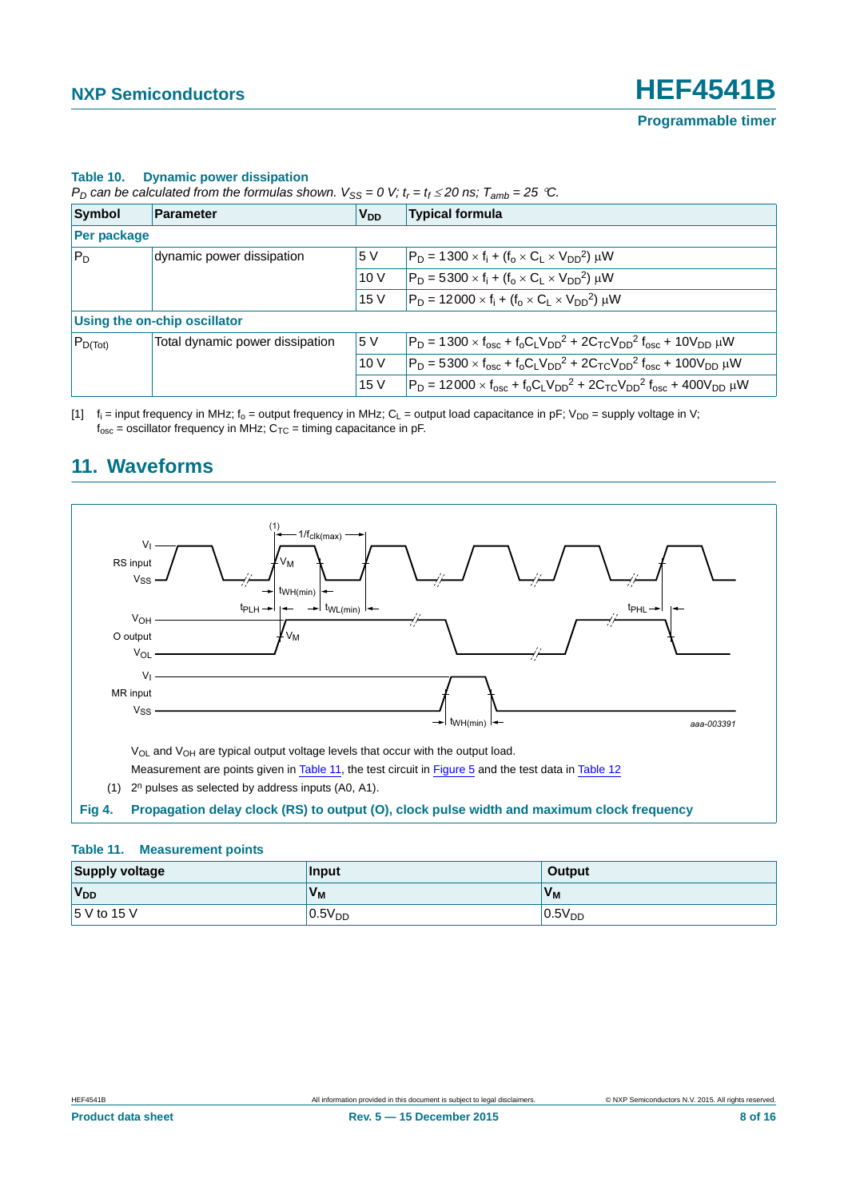**Table 10. Dynamic power dissipation**

$P_D$ can be calculated from the formulas shown. $V_{SS}$ = 0 V; $t_r = t_f \leq 20$ ns; $T_{amb}$ = 25 °C.

| Symbol | Parameter | $V_{DD}$ | Typical formula |
|---|---|---|---|
| **Per package** | | | |
| $P_D$ | dynamic power dissipation | 5 V | $P_D = 1300 \times f_i + (f_o \times C_L \times V_{DD}^2)$ μW |
| | | 10 V | $P_D = 5300 \times f_i + (f_o \times C_L \times V_{DD}^2)$ μW |
| | | 15 V | $P_D = 12000 \times f_i + (f_o \times C_L \times V_{DD}^2)$ μW |
| **Using the on-chip oscillator** | | | |
| $P_{D(Tot)}$ | Total dynamic power dissipation | 5 V | $P_D = 1300 \times f_{osc} + f_oC_LV_{DD}^2 + 2C_{TC}V_{DD}^2 f_{osc} + 10V_{DD}$ μW |
| | | 10 V | $P_D = 5300 \times f_{osc} + f_oC_LV_{DD}^2 + 2C_{TC}V_{DD}^2 f_{osc} + 100V_{DD}$ μW |
| | | 15 V | $P_D = 12000 \times f_{osc} + f_oC_LV_{DD}^2 + 2C_{TC}V_{DD}^2 f_{osc} + 400V_{DD}$ μW |

[1] $f_i$ = input frequency in MHz; $f_o$ = output frequency in MHz; $C_L$ = output load capacitance in pF; $V_{DD}$ = supply voltage in V; $f_{osc}$ = oscillator frequency in MHz; $C_{TC}$ = timing capacitance in pF.

## 11. Waveforms

$V_{OL}$ and $V_{OH}$ are typical output voltage levels that occur with the output load.

Measurement are points given in Table 11, the test circuit in Figure 5 and the test data in Table 12

(1) $2^n$ pulses as selected by address inputs (A0, A1).

**Fig 4. Propagation delay clock (RS) to output (O), clock pulse width and maximum clock frequency**

**Table 11. Measurement points**

| Supply voltage | Input | Output |
|---|---|---|
| $V_{DD}$ | $V_M$ | $V_M$ |
| 5 V to 15 V | $0.5V_{DD}$ | $0.5V_{DD}$ |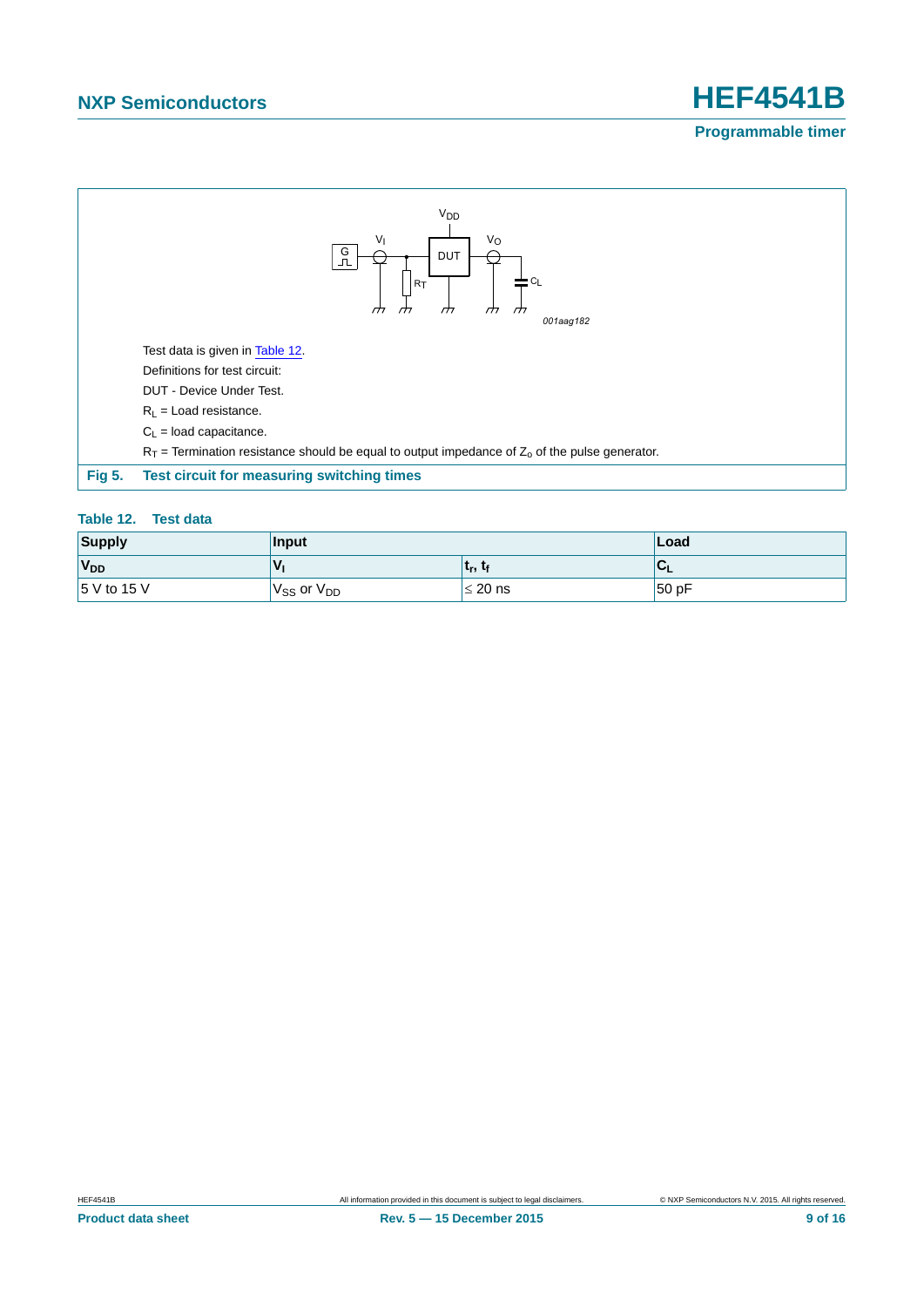Test data is given in Table 12.

Definitions for test circuit:

DUT - Device Under Test.

$R_L$ = Load resistance.

$C_L$ = load capacitance.

$R_T$ = Termination resistance should be equal to output impedance of $Z_o$ of the pulse generator.

**Fig 5. Test circuit for measuring switching times**

**Table 12. Test data**

| Supply | Input | | Load |
|---|---|---|---|
| $V_{DD}$ | $V_I$ | $t_r$, $t_f$ | $C_L$ |
| 5 V to 15 V | $V_{SS}$ or $V_{DD}$ | ≤ 20 ns | 50 pF |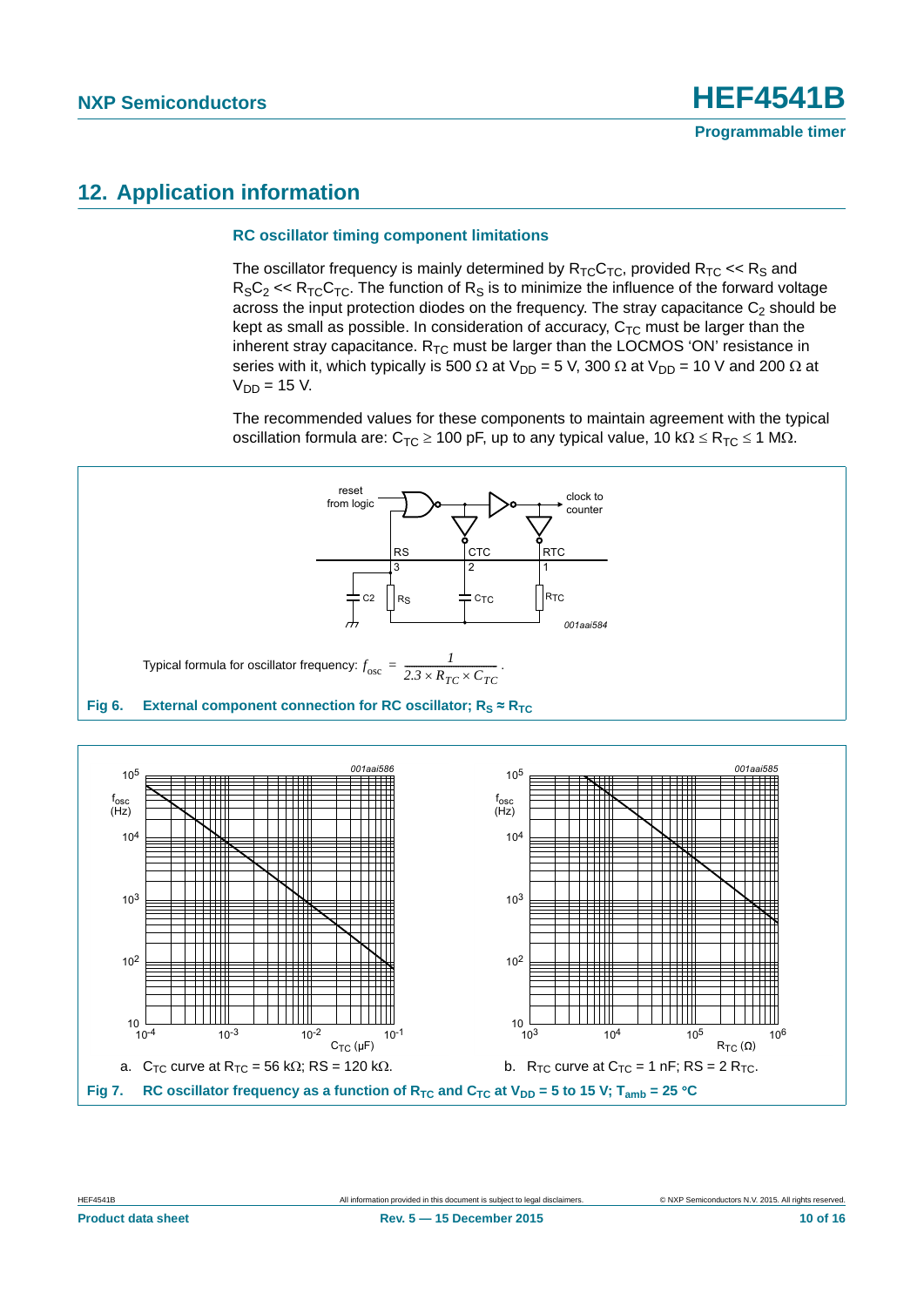## 12. Application information

### RC oscillator timing component limitations

The oscillator frequency is mainly determined by $R_{TC}C_{TC}$, provided $R_{TC} << R_S$ and $R_SC_2 << R_{TC}C_{TC}$. The function of $R_S$ is to minimize the influence of the forward voltage across the input protection diodes on the frequency. The stray capacitance $C_2$ should be kept as small as possible. In consideration of accuracy, $C_{TC}$ must be larger than the inherent stray capacitance. $R_{TC}$ must be larger than the LOCMOS 'ON' resistance in series with it, which typically is 500 Ω at $V_{DD}$ = 5 V, 300 Ω at $V_{DD}$ = 10 V and 200 Ω at $V_{DD}$ = 15 V.

The recommended values for these components to maintain agreement with the typical oscillation formula are: $C_{TC} \geq 100$ pF, up to any typical value, 10 kΩ ≤ $R_{TC}$ ≤ 1 MΩ.

Typical formula for oscillator frequency: $f_{osc} = \dfrac{1}{2.3 \times R_{TC} \times C_{TC}}$.

**Fig 6. External component connection for RC oscillator; $R_S \approx R_{TC}$**

a. $C_{TC}$ curve at $R_{TC}$ = 56 kΩ; RS = 120 kΩ.

b. $R_{TC}$ curve at $C_{TC}$ = 1 nF; RS = 2 $R_{TC}$.

**Fig 7. RC oscillator frequency as a function of $R_{TC}$ and $C_{TC}$ at $V_{DD}$ = 5 to 15 V; $T_{amb}$ = 25 °C**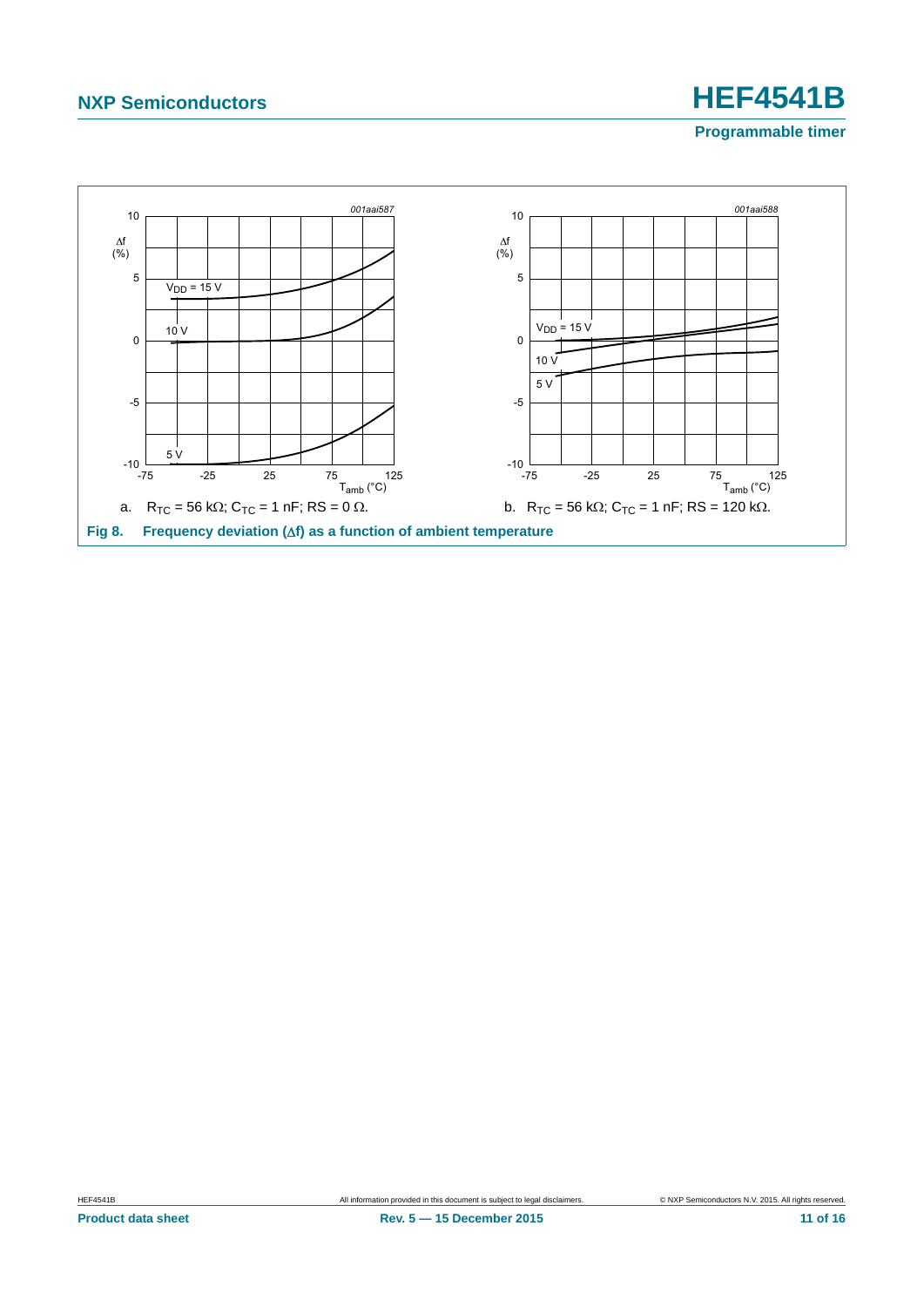001aai587

a. $R_{TC}$ = 56 kΩ; $C_{TC}$ = 1 nF; RS = 0 Ω.

001aai588

b. $R_{TC}$ = 56 kΩ; $C_{TC}$ = 1 nF; RS = 120 kΩ.

**Fig 8. Frequency deviation (Δf) as a function of ambient temperature**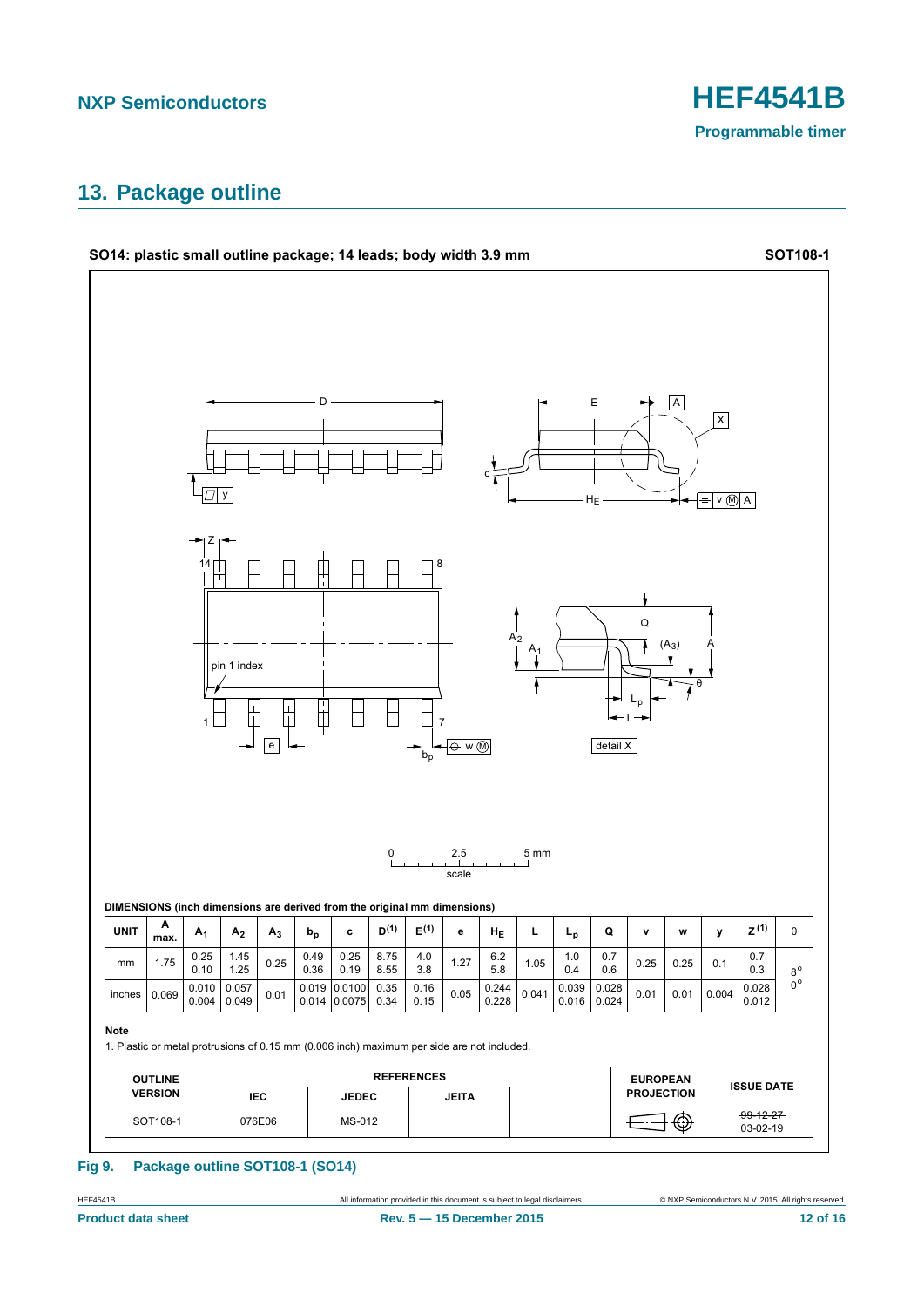## 13. Package outline

**SO14: plastic small outline package; 14 leads; body width 3.9 mm** **SOT108-1**

**DIMENSIONS (inch dimensions are derived from the original mm dimensions)**

| UNIT | A max. | $A_1$ | $A_2$ | $A_3$ | $b_p$ | c | $D^{(1)}$ | $E^{(1)}$ | e | $H_E$ | L | $L_p$ | Q | v | w | y | $Z^{(1)}$ | θ |
|---|---|---|---|---|---|---|---|---|---|---|---|---|---|---|---|---|---|---|
| mm | 1.75 | 0.25 0.10 | 1.45 1.25 | 0.25 | 0.49 0.36 | 0.25 0.19 | 8.75 8.55 | 4.0 3.8 | 1.27 | 6.2 5.8 | 1.05 | 1.0 0.4 | 0.7 0.6 | 0.25 | 0.25 | 0.1 | 0.7 0.3 | 8° 0° |
| inches | 0.069 | 0.010 0.004 | 0.057 0.049 | 0.01 | 0.019 0.014 | 0.0100 0.0075 | 0.35 0.34 | 0.16 0.15 | 0.05 | 0.244 0.228 | 0.041 | 0.039 0.016 | 0.028 0.024 | 0.01 | 0.01 | 0.004 | 0.028 0.012 | |

**Note**

1. Plastic or metal protrusions of 0.15 mm (0.006 inch) maximum per side are not included.

| OUTLINE VERSION | REFERENCES | | | | EUROPEAN PROJECTION | ISSUE DATE |
|---|---|---|---|---|---|---|
| | IEC | JEDEC | JEITA | | | |
| SOT108-1 | 076E06 | MS-012 | | | | ~~99-12-27~~ 03-02-19 |

**Fig 9. Package outline SOT108-1 (SO14)**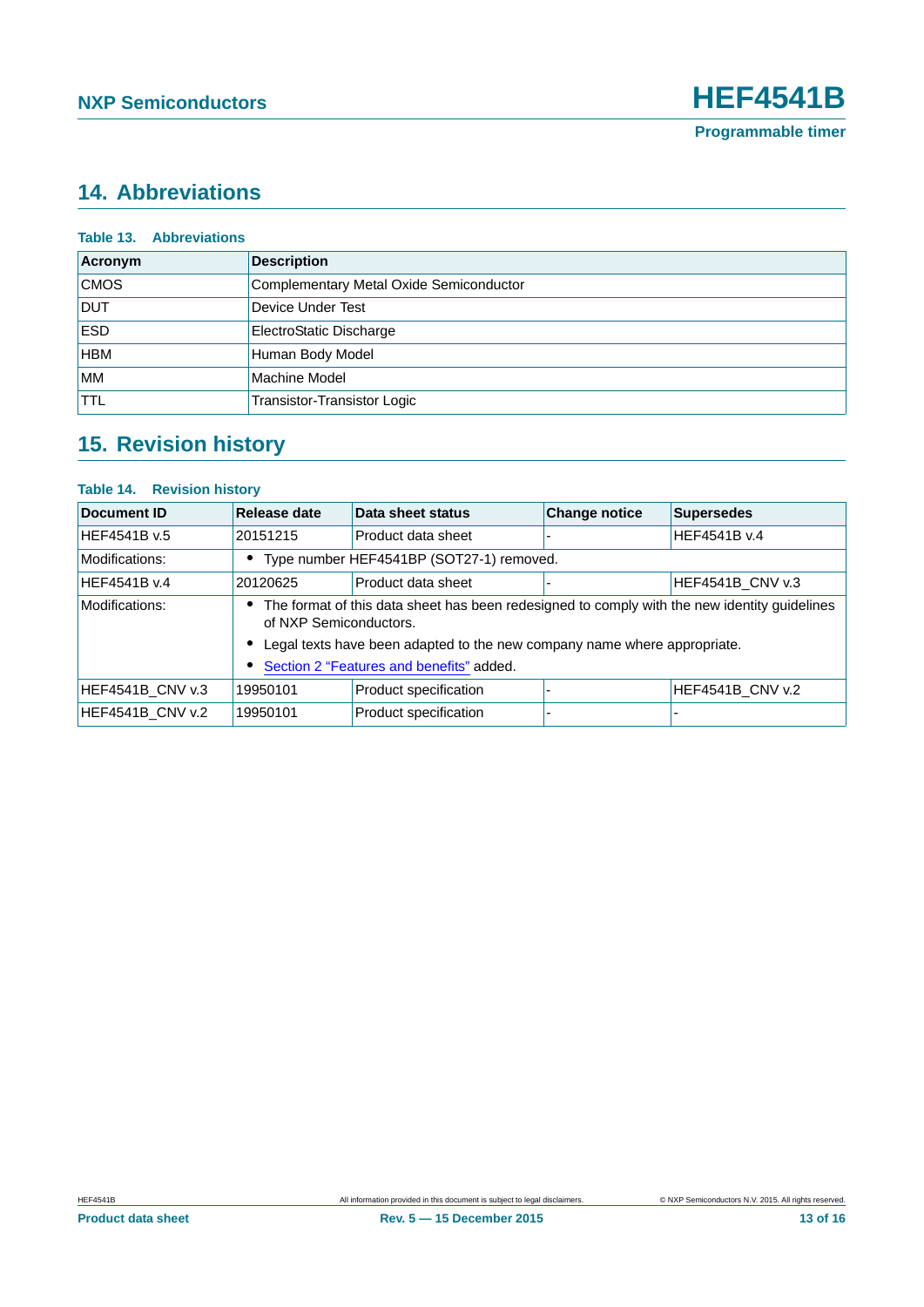## 14. Abbreviations

**Table 13. Abbreviations**

| Acronym | Description |
|---|---|
| CMOS | Complementary Metal Oxide Semiconductor |
| DUT | Device Under Test |
| ESD | ElectroStatic Discharge |
| HBM | Human Body Model |
| MM | Machine Model |
| TTL | Transistor-Transistor Logic |

## 15. Revision history

**Table 14. Revision history**

| Document ID | Release date | Data sheet status | Change notice | Supersedes |
|---|---|---|---|---|
| HEF4541B v.5 | 20151215 | Product data sheet | - | HEF4541B v.4 |
| Modifications: | • Type number HEF4541BP (SOT27-1) removed. | | | |
| HEF4541B v.4 | 20120625 | Product data sheet | - | HEF4541B_CNV v.3 |
| Modifications: | • The format of this data sheet has been redesigned to comply with the new identity guidelines of NXP Semiconductors. • Legal texts have been adapted to the new company name where appropriate. • Section 2 “Features and benefits” added. | | | |
| HEF4541B_CNV v.3 | 19950101 | Product specification | - | HEF4541B_CNV v.2 |
| HEF4541B_CNV v.2 | 19950101 | Product specification | - | - |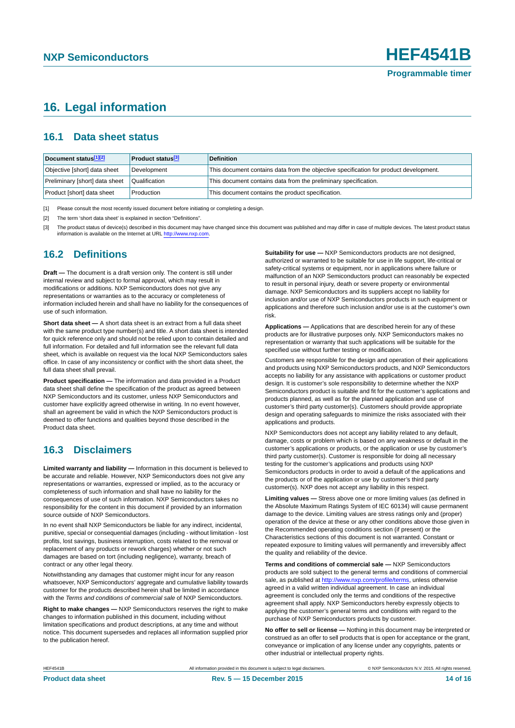# 16. Legal information

## 16.1 Data sheet status

| Document status[1][2] | Product status[3] | Definition |
|---|---|---|
| Objective [short] data sheet | Development | This document contains data from the objective specification for product development. |
| Preliminary [short] data sheet | Qualification | This document contains data from the preliminary specification. |
| Product [short] data sheet | Production | This document contains the product specification. |

[1] Please consult the most recently issued document before initiating or completing a design.

[2] The term 'short data sheet' is explained in section "Definitions".

[3] The product status of device(s) described in this document may have changed since this document was published and may differ in case of multiple devices. The latest product status information is available on the Internet at URL http://www.nxp.com.

## 16.2 Definitions

**Draft —** The document is a draft version only. The content is still under internal review and subject to formal approval, which may result in modifications or additions. NXP Semiconductors does not give any representations or warranties as to the accuracy or completeness of information included herein and shall have no liability for the consequences of use of such information.

**Short data sheet —** A short data sheet is an extract from a full data sheet with the same product type number(s) and title. A short data sheet is intended for quick reference only and should not be relied upon to contain detailed and full information. For detailed and full information see the relevant full data sheet, which is available on request via the local NXP Semiconductors sales office. In case of any inconsistency or conflict with the short data sheet, the full data sheet shall prevail.

**Product specification —** The information and data provided in a Product data sheet shall define the specification of the product as agreed between NXP Semiconductors and its customer, unless NXP Semiconductors and customer have explicitly agreed otherwise in writing. In no event however, shall an agreement be valid in which the NXP Semiconductors product is deemed to offer functions and qualities beyond those described in the Product data sheet.

## 16.3 Disclaimers

**Limited warranty and liability —** Information in this document is believed to be accurate and reliable. However, NXP Semiconductors does not give any representations or warranties, expressed or implied, as to the accuracy or completeness of such information and shall have no liability for the consequences of use of such information. NXP Semiconductors takes no responsibility for the content in this document if provided by an information source outside of NXP Semiconductors.

In no event shall NXP Semiconductors be liable for any indirect, incidental, punitive, special or consequential damages (including - without limitation - lost profits, lost savings, business interruption, costs related to the removal or replacement of any products or rework charges) whether or not such damages are based on tort (including negligence), warranty, breach of contract or any other legal theory.

Notwithstanding any damages that customer might incur for any reason whatsoever, NXP Semiconductors' aggregate and cumulative liability towards customer for the products described herein shall be limited in accordance with the *Terms and conditions of commercial sale* of NXP Semiconductors.

**Right to make changes —** NXP Semiconductors reserves the right to make changes to information published in this document, including without limitation specifications and product descriptions, at any time and without notice. This document supersedes and replaces all information supplied prior to the publication hereof.

**Suitability for use —** NXP Semiconductors products are not designed, authorized or warranted to be suitable for use in life support, life-critical or safety-critical systems or equipment, nor in applications where failure or malfunction of an NXP Semiconductors product can reasonably be expected to result in personal injury, death or severe property or environmental damage. NXP Semiconductors and its suppliers accept no liability for inclusion and/or use of NXP Semiconductors products in such equipment or applications and therefore such inclusion and/or use is at the customer's own risk.

**Applications —** Applications that are described herein for any of these products are for illustrative purposes only. NXP Semiconductors makes no representation or warranty that such applications will be suitable for the specified use without further testing or modification.

Customers are responsible for the design and operation of their applications and products using NXP Semiconductors products, and NXP Semiconductors accepts no liability for any assistance with applications or customer product design. It is customer's sole responsibility to determine whether the NXP Semiconductors product is suitable and fit for the customer's applications and products planned, as well as for the planned application and use of customer's third party customer(s). Customers should provide appropriate design and operating safeguards to minimize the risks associated with their applications and products.

NXP Semiconductors does not accept any liability related to any default, damage, costs or problem which is based on any weakness or default in the customer's applications or products, or the application or use by customer's third party customer(s). Customer is responsible for doing all necessary testing for the customer's applications and products using NXP Semiconductors products in order to avoid a default of the applications and the products or of the application or use by customer's third party customer(s). NXP does not accept any liability in this respect.

**Limiting values —** Stress above one or more limiting values (as defined in the Absolute Maximum Ratings System of IEC 60134) will cause permanent damage to the device. Limiting values are stress ratings only and (proper) operation of the device at these or any other conditions above those given in the Recommended operating conditions section (if present) or the Characteristics sections of this document is not warranted. Constant or repeated exposure to limiting values will permanently and irreversibly affect the quality and reliability of the device.

**Terms and conditions of commercial sale —** NXP Semiconductors products are sold subject to the general terms and conditions of commercial sale, as published at http://www.nxp.com/profile/terms, unless otherwise agreed in a valid written individual agreement. In case an individual agreement is concluded only the terms and conditions of the respective agreement shall apply. NXP Semiconductors hereby expressly objects to applying the customer's general terms and conditions with regard to the purchase of NXP Semiconductors products by customer.

**No offer to sell or license —** Nothing in this document may be interpreted or construed as an offer to sell products that is open for acceptance or the grant, conveyance or implication of any license under any copyrights, patents or other industrial or intellectual property rights.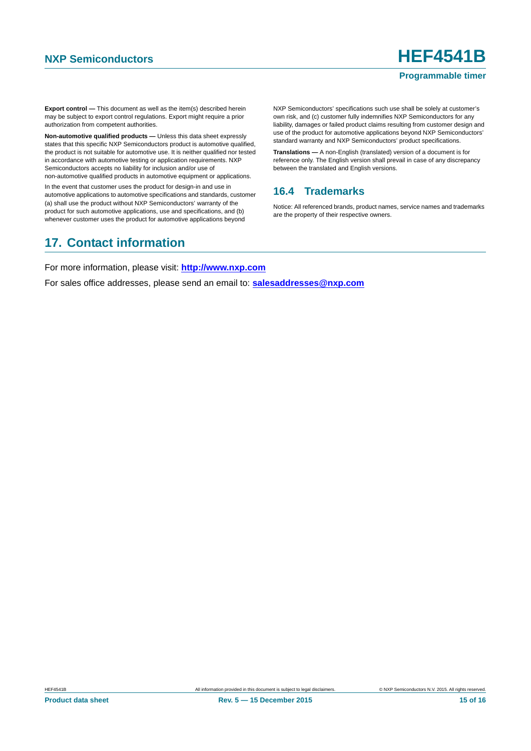**Export control —** This document as well as the item(s) described herein may be subject to export control regulations. Export might require a prior authorization from competent authorities.

**Non-automotive qualified products —** Unless this data sheet expressly states that this specific NXP Semiconductors product is automotive qualified, the product is not suitable for automotive use. It is neither qualified nor tested in accordance with automotive testing or application requirements. NXP Semiconductors accepts no liability for inclusion and/or use of non-automotive qualified products in automotive equipment or applications.

In the event that customer uses the product for design-in and use in automotive applications to automotive specifications and standards, customer (a) shall use the product without NXP Semiconductors' warranty of the product for such automotive applications, use and specifications, and (b) whenever customer uses the product for automotive applications beyond NXP Semiconductors' specifications such use shall be solely at customer's own risk, and (c) customer fully indemnifies NXP Semiconductors for any liability, damages or failed product claims resulting from customer design and use of the product for automotive applications beyond NXP Semiconductors' standard warranty and NXP Semiconductors' product specifications.

**Translations —** A non-English (translated) version of a document is for reference only. The English version shall prevail in case of any discrepancy between the translated and English versions.

### 16.4 Trademarks

Notice: All referenced brands, product names, service names and trademarks are the property of their respective owners.

## 17. Contact information

For more information, please visit: **http://www.nxp.com**

For sales office addresses, please send an email to: **salesaddresses@nxp.com**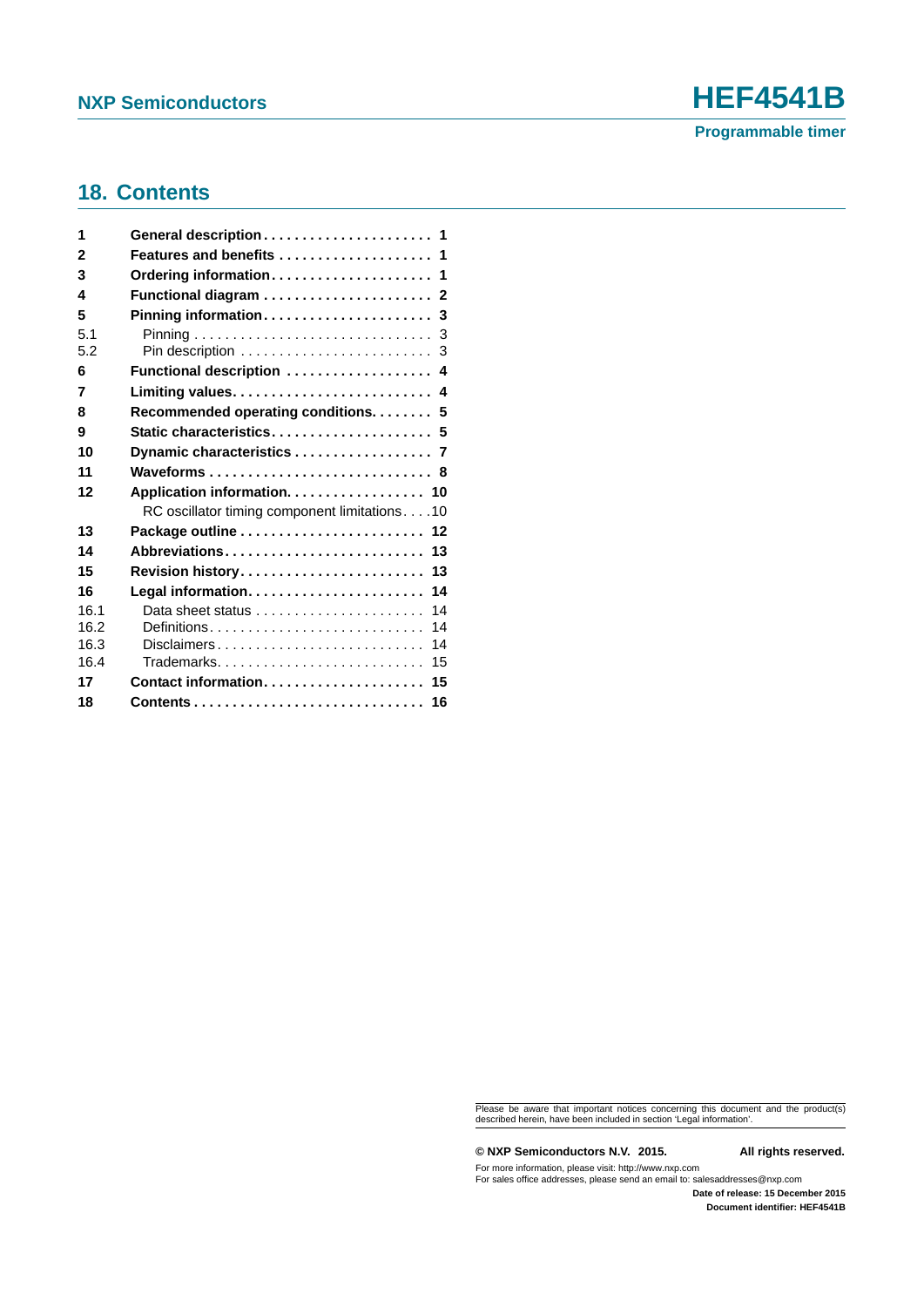## 18. Contents

| | | |
|---|---|---|
| **1** | **General description** | **1** |
| **2** | **Features and benefits** | **1** |
| **3** | **Ordering information** | **1** |
| **4** | **Functional diagram** | **2** |
| **5** | **Pinning information** | **3** |
| 5.1 | Pinning | 3 |
| 5.2 | Pin description | 3 |
| **6** | **Functional description** | **4** |
| **7** | **Limiting values** | **4** |
| **8** | **Recommended operating conditions** | **5** |
| **9** | **Static characteristics** | **5** |
| **10** | **Dynamic characteristics** | **7** |
| **11** | **Waveforms** | **8** |
| **12** | **Application information** | **10** |
| | RC oscillator timing component limitations | 10 |
| **13** | **Package outline** | **12** |
| **14** | **Abbreviations** | **13** |
| **15** | **Revision history** | **13** |
| **16** | **Legal information** | **14** |
| 16.1 | Data sheet status | 14 |
| 16.2 | Definitions | 14 |
| 16.3 | Disclaimers | 14 |
| 16.4 | Trademarks | 15 |
| **17** | **Contact information** | **15** |
| **18** | **Contents** | **16** |

Please be aware that important notices concerning this document and the product(s) described herein, have been included in section 'Legal information'.

**© NXP Semiconductors N.V. 2015. All rights reserved.**

For more information, please visit: http://www.nxp.com
For sales office addresses, please send an email to: salesaddresses@nxp.com

**Date of release: 15 December 2015**
**Document identifier: HEF4541B**